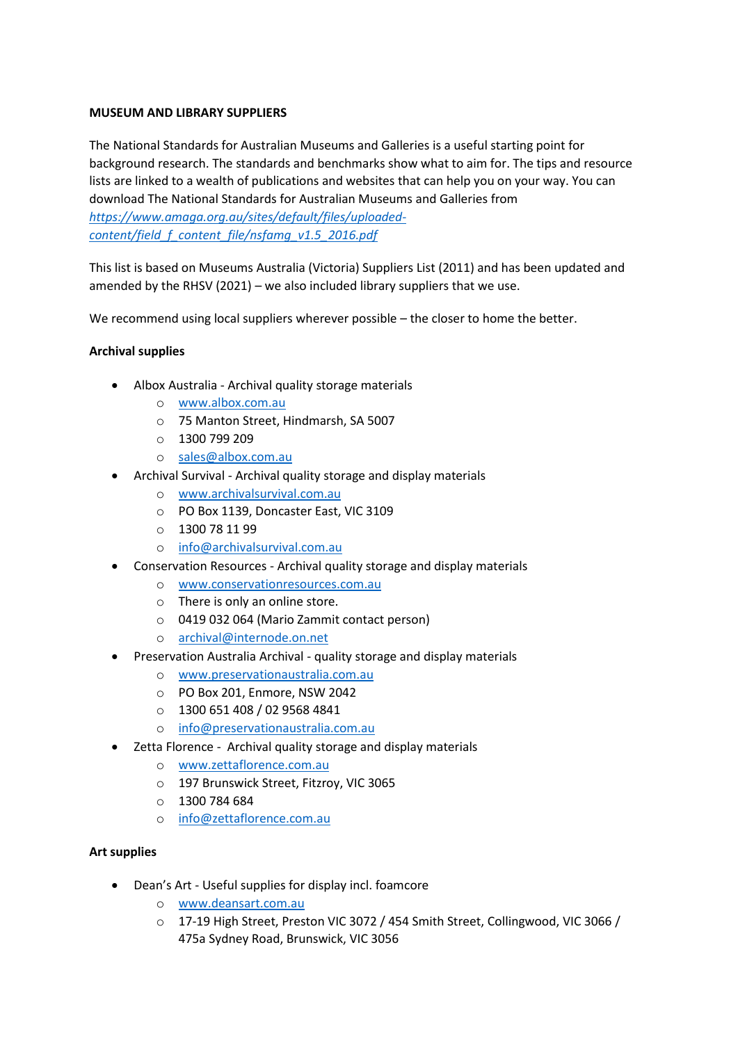**MUSEUM AND LIBRARY SUPPLIERS**

The National Standards for Australian Museums and Galleries is a useful starting point for background research. The standards and benchmarks show what to aim for. The tips and resource lists are linked to a wealth of publications and websites that can help you on your way. You can download The National Standards for Australian Museums and Galleries from *https://www.amaga.org.au/sites/default/files/uploaded-content/field_f_content_file/nsfamg_v1.5_2016.pdf*

This list is based on Museums Australia (Victoria) Suppliers List (2011) and has been updated and amended by the RHSV (2021) – we also included library suppliers that we use.

We recommend using local suppliers wherever possible – the closer to home the better.

**Archival supplies**

- Albox Australia - Archival quality storage materials
  - www.albox.com.au
  - 75 Manton Street, Hindmarsh, SA 5007
  - 1300 799 209
  - sales@albox.com.au
- Archival Survival - Archival quality storage and display materials
  - www.archivalsurvival.com.au
  - PO Box 1139, Doncaster East, VIC 3109
  - 1300 78 11 99
  - info@archivalsurvival.com.au
- Conservation Resources - Archival quality storage and display materials
  - www.conservationresources.com.au
  - There is only an online store.
  - 0419 032 064 (Mario Zammit contact person)
  - archival@internode.on.net
- Preservation Australia Archival - quality storage and display materials
  - www.preservationaustralia.com.au
  - PO Box 201, Enmore, NSW 2042
  - 1300 651 408 / 02 9568 4841
  - info@preservationaustralia.com.au
- Zetta Florence - Archival quality storage and display materials
  - www.zettaflorence.com.au
  - 197 Brunswick Street, Fitzroy, VIC 3065
  - 1300 784 684
  - info@zettaflorence.com.au

**Art supplies**

- Dean's Art - Useful supplies for display incl. foamcore
  - www.deansart.com.au
  - 17-19 High Street, Preston VIC 3072 / 454 Smith Street, Collingwood, VIC 3066 / 475a Sydney Road, Brunswick, VIC 3056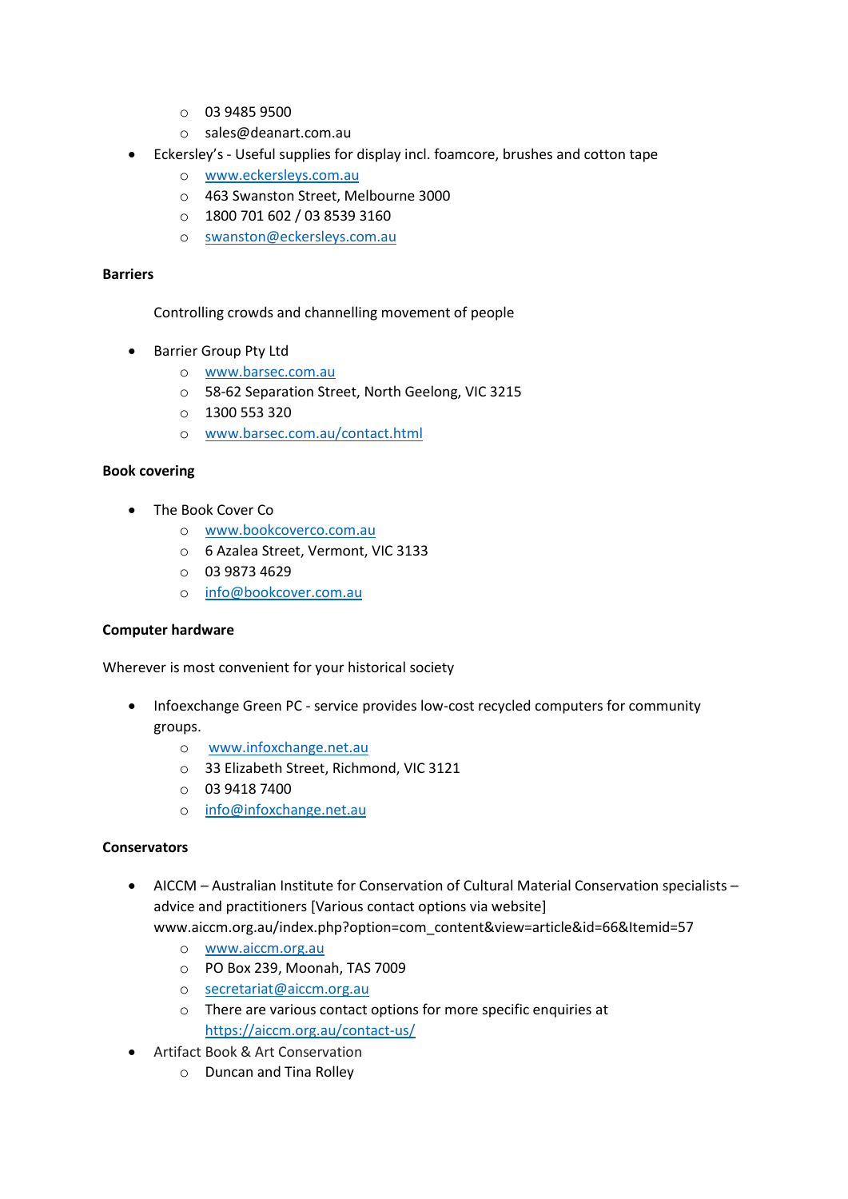- 03 9485 9500
   - sales@deanart.com.au
- Eckersley's - Useful supplies for display incl. foamcore, brushes and cotton tape
   - www.eckersleys.com.au
   - 463 Swanston Street, Melbourne 3000
   - 1800 701 602 / 03 8539 3160
   - swanston@eckersleys.com.au

**Barriers**

Controlling crowds and channelling movement of people

- Barrier Group Pty Ltd
   - www.barsec.com.au
   - 58-62 Separation Street, North Geelong, VIC 3215
   - 1300 553 320
   - www.barsec.com.au/contact.html

**Book covering**

- The Book Cover Co
   - www.bookcoverco.com.au
   - 6 Azalea Street, Vermont, VIC 3133
   - 03 9873 4629
   - info@bookcover.com.au

**Computer hardware**

Wherever is most convenient for your historical society

- Infoexchange Green PC - service provides low-cost recycled computers for community groups.
   - www.infoxchange.net.au
   - 33 Elizabeth Street, Richmond, VIC 3121
   - 03 9418 7400
   - info@infoxchange.net.au

**Conservators**

- AICCM – Australian Institute for Conservation of Cultural Material Conservation specialists – advice and practitioners [Various contact options via website] www.aiccm.org.au/index.php?option=com_content&view=article&id=66&Itemid=57
   - www.aiccm.org.au
   - PO Box 239, Moonah, TAS 7009
   - secretariat@aiccm.org.au
   - There are various contact options for more specific enquiries at https://aiccm.org.au/contact-us/
- Artifact Book & Art Conservation
   - Duncan and Tina Rolley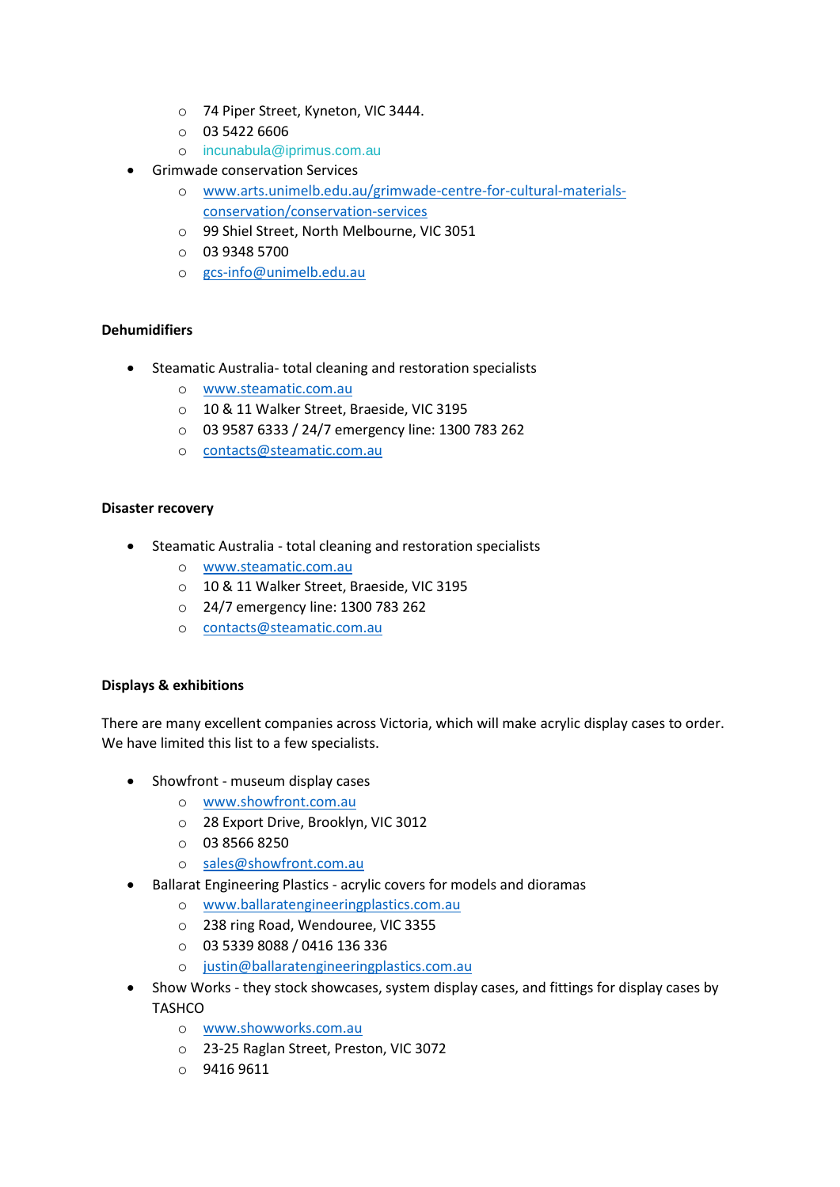- 74 Piper Street, Kyneton, VIC 3444.
  - 03 5422 6606
  - incunabula@iprimus.com.au
- Grimwade conservation Services
  - www.arts.unimelb.edu.au/grimwade-centre-for-cultural-materials-conservation/conservation-services
  - 99 Shiel Street, North Melbourne, VIC 3051
  - 03 9348 5700
  - gcs-info@unimelb.edu.au

**Dehumidifiers**

- Steamatic Australia- total cleaning and restoration specialists
  - www.steamatic.com.au
  - 10 & 11 Walker Street, Braeside, VIC 3195
  - 03 9587 6333 / 24/7 emergency line: 1300 783 262
  - contacts@steamatic.com.au

**Disaster recovery**

- Steamatic Australia - total cleaning and restoration specialists
  - www.steamatic.com.au
  - 10 & 11 Walker Street, Braeside, VIC 3195
  - 24/7 emergency line: 1300 783 262
  - contacts@steamatic.com.au

**Displays & exhibitions**

There are many excellent companies across Victoria, which will make acrylic display cases to order. We have limited this list to a few specialists.

- Showfront - museum display cases
  - www.showfront.com.au
  - 28 Export Drive, Brooklyn, VIC 3012
  - 03 8566 8250
  - sales@showfront.com.au
- Ballarat Engineering Plastics - acrylic covers for models and dioramas
  - www.ballaratengineeringplastics.com.au
  - 238 ring Road, Wendouree, VIC 3355
  - 03 5339 8088 / 0416 136 336
  - justin@ballaratengineeringplastics.com.au
- Show Works - they stock showcases, system display cases, and fittings for display cases by TASHCO
  - www.showworks.com.au
  - 23-25 Raglan Street, Preston, VIC 3072
  - 9416 9611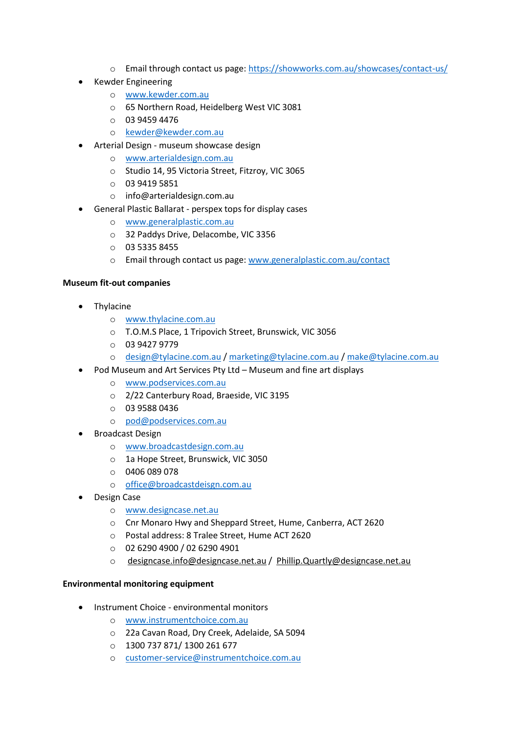- Email through contact us page: https://showworks.com.au/showcases/contact-us/
- Kewder Engineering
    - www.kewder.com.au
    - 65 Northern Road, Heidelberg West VIC 3081
    - 03 9459 4476
    - kewder@kewder.com.au
- Arterial Design - museum showcase design
    - www.arterialdesign.com.au
    - Studio 14, 95 Victoria Street, Fitzroy, VIC 3065
    - 03 9419 5851
    - info@arterialdesign.com.au
- General Plastic Ballarat - perspex tops for display cases
    - www.generalplastic.com.au
    - 32 Paddys Drive, Delacombe, VIC 3356
    - 03 5335 8455
    - Email through contact us page: www.generalplastic.com.au/contact

**Museum fit-out companies**

- Thylacine
    - www.thylacine.com.au
    - T.O.M.S Place, 1 Tripovich Street, Brunswick, VIC 3056
    - 03 9427 9779
    - design@tylacine.com.au / marketing@tylacine.com.au / make@tylacine.com.au
- Pod Museum and Art Services Pty Ltd – Museum and fine art displays
    - www.podservices.com.au
    - 2/22 Canterbury Road, Braeside, VIC 3195
    - 03 9588 0436
    - pod@podservices.com.au
- Broadcast Design
    - www.broadcastdesign.com.au
    - 1a Hope Street, Brunswick, VIC 3050
    - 0406 089 078
    - office@broadcastdeisgn.com.au
- Design Case
    - www.designcase.net.au
    - Cnr Monaro Hwy and Sheppard Street, Hume, Canberra, ACT 2620
    - Postal address: 8 Tralee Street, Hume ACT 2620
    - 02 6290 4900 / 02 6290 4901
    - designcase.info@designcase.net.au / Phillip.Quartly@designcase.net.au

**Environmental monitoring equipment**

- Instrument Choice - environmental monitors
    - www.instrumentchoice.com.au
    - 22a Cavan Road, Dry Creek, Adelaide, SA 5094
    - 1300 737 871/ 1300 261 677
    - customer-service@instrumentchoice.com.au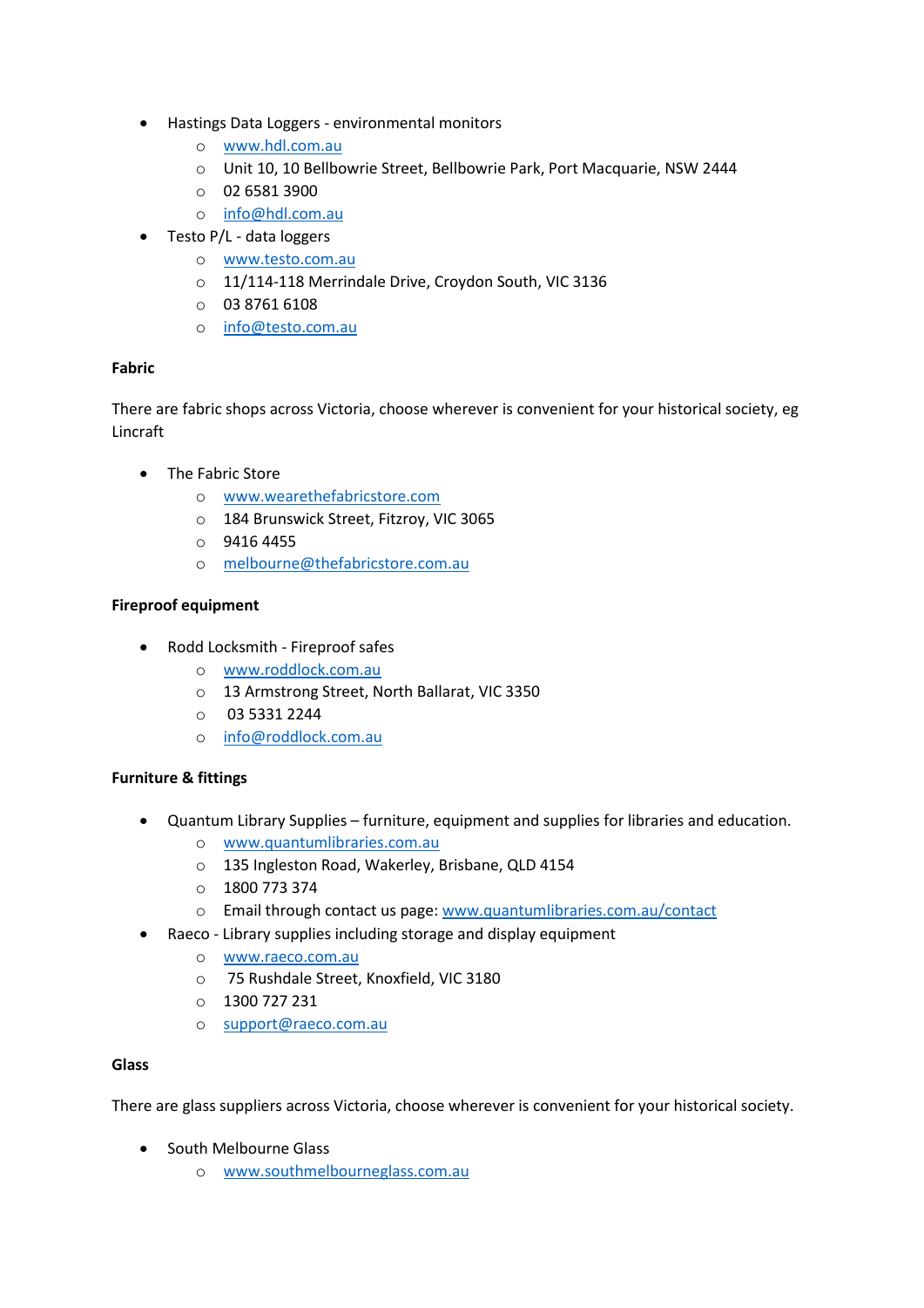- Hastings Data Loggers - environmental monitors
  - www.hdl.com.au
  - Unit 10, 10 Bellbowrie Street, Bellbowrie Park, Port Macquarie, NSW 2444
  - 02 6581 3900
  - info@hdl.com.au
- Testo P/L - data loggers
  - www.testo.com.au
  - 11/114-118 Merrindale Drive, Croydon South, VIC 3136
  - 03 8761 6108
  - info@testo.com.au

**Fabric**

There are fabric shops across Victoria, choose wherever is convenient for your historical society, eg Lincraft

- The Fabric Store
  - www.wearethefabricstore.com
  - 184 Brunswick Street, Fitzroy, VIC 3065
  - 9416 4455
  - melbourne@thefabricstore.com.au

**Fireproof equipment**

- Rodd Locksmith - Fireproof safes
  - www.roddlock.com.au
  - 13 Armstrong Street, North Ballarat, VIC 3350
  - 03 5331 2244
  - info@roddlock.com.au

**Furniture & fittings**

- Quantum Library Supplies – furniture, equipment and supplies for libraries and education.
  - www.quantumlibraries.com.au
  - 135 Ingleston Road, Wakerley, Brisbane, QLD 4154
  - 1800 773 374
  - Email through contact us page: www.quantumlibraries.com.au/contact
- Raeco - Library supplies including storage and display equipment
  - www.raeco.com.au
  - 75 Rushdale Street, Knoxfield, VIC 3180
  - 1300 727 231
  - support@raeco.com.au

**Glass**

There are glass suppliers across Victoria, choose wherever is convenient for your historical society.

- South Melbourne Glass
  - www.southmelbourneglass.com.au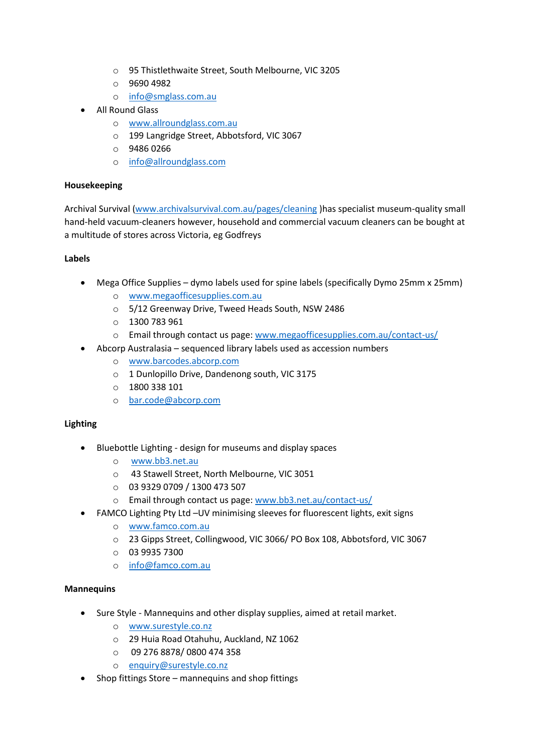- 95 Thistlethwaite Street, South Melbourne, VIC 3205
  - 9690 4982
  - info@smglass.com.au
- All Round Glass
  - www.allroundglass.com.au
  - 199 Langridge Street, Abbotsford, VIC 3067
  - 9486 0266
  - info@allroundglass.com

**Housekeeping**

Archival Survival (www.archivalsurvival.com.au/pages/cleaning )has specialist museum-quality small hand-held vacuum-cleaners however, household and commercial vacuum cleaners can be bought at a multitude of stores across Victoria, eg Godfreys

**Labels**

- Mega Office Supplies – dymo labels used for spine labels (specifically Dymo 25mm x 25mm)
  - www.megaofficesupplies.com.au
  - 5/12 Greenway Drive, Tweed Heads South, NSW 2486
  - 1300 783 961
  - Email through contact us page: www.megaofficesupplies.com.au/contact-us/
- Abcorp Australasia – sequenced library labels used as accession numbers
  - www.barcodes.abcorp.com
  - 1 Dunlopillo Drive, Dandenong south, VIC 3175
  - 1800 338 101
  - bar.code@abcorp.com

**Lighting**

- Bluebottle Lighting - design for museums and display spaces
  - www.bb3.net.au
  - 43 Stawell Street, North Melbourne, VIC 3051
  - 03 9329 0709 / 1300 473 507
  - Email through contact us page: www.bb3.net.au/contact-us/
- FAMCO Lighting Pty Ltd –UV minimising sleeves for fluorescent lights, exit signs
  - www.famco.com.au
  - 23 Gipps Street, Collingwood, VIC 3066/ PO Box 108, Abbotsford, VIC 3067
  - 03 9935 7300
  - info@famco.com.au

**Mannequins**

- Sure Style - Mannequins and other display supplies, aimed at retail market.
  - www.surestyle.co.nz
  - 29 Huia Road Otahuhu, Auckland, NZ 1062
  - 09 276 8878/ 0800 474 358
  - enquiry@surestyle.co.nz
- Shop fittings Store – mannequins and shop fittings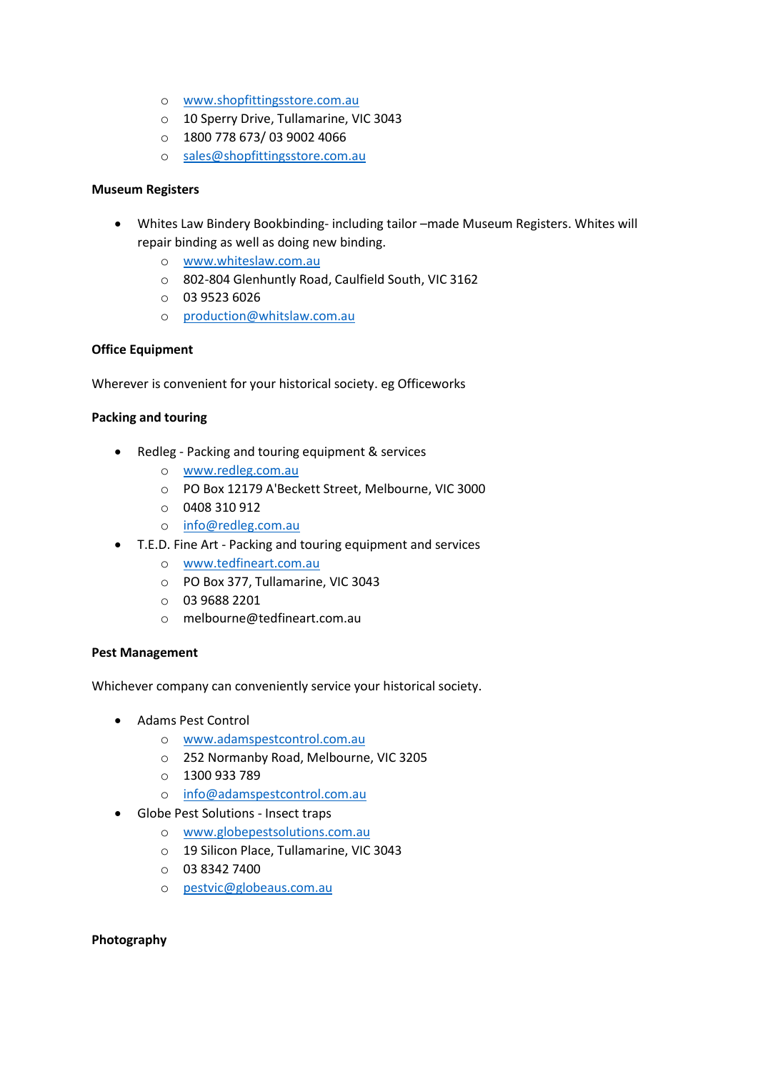- www.shopfittingsstore.com.au
    - 10 Sperry Drive, Tullamarine, VIC 3043
    - 1800 778 673/ 03 9002 4066
    - sales@shopfittingsstore.com.au

**Museum Registers**

- Whites Law Bindery Bookbinding- including tailor –made Museum Registers. Whites will repair binding as well as doing new binding.
    - www.whiteslaw.com.au
    - 802-804 Glenhuntly Road, Caulfield South, VIC 3162
    - 03 9523 6026
    - production@whitslaw.com.au

**Office Equipment**

Wherever is convenient for your historical society. eg Officeworks

**Packing and touring**

- Redleg - Packing and touring equipment & services
    - www.redleg.com.au
    - PO Box 12179 A'Beckett Street, Melbourne, VIC 3000
    - 0408 310 912
    - info@redleg.com.au
- T.E.D. Fine Art - Packing and touring equipment and services
    - www.tedfineart.com.au
    - PO Box 377, Tullamarine, VIC 3043
    - 03 9688 2201
    - melbourne@tedfineart.com.au

**Pest Management**

Whichever company can conveniently service your historical society.

- Adams Pest Control
    - www.adamspestcontrol.com.au
    - 252 Normanby Road, Melbourne, VIC 3205
    - 1300 933 789
    - info@adamspestcontrol.com.au
- Globe Pest Solutions - Insect traps
    - www.globepestsolutions.com.au
    - 19 Silicon Place, Tullamarine, VIC 3043
    - 03 8342 7400
    - pestvic@globeaus.com.au

**Photography**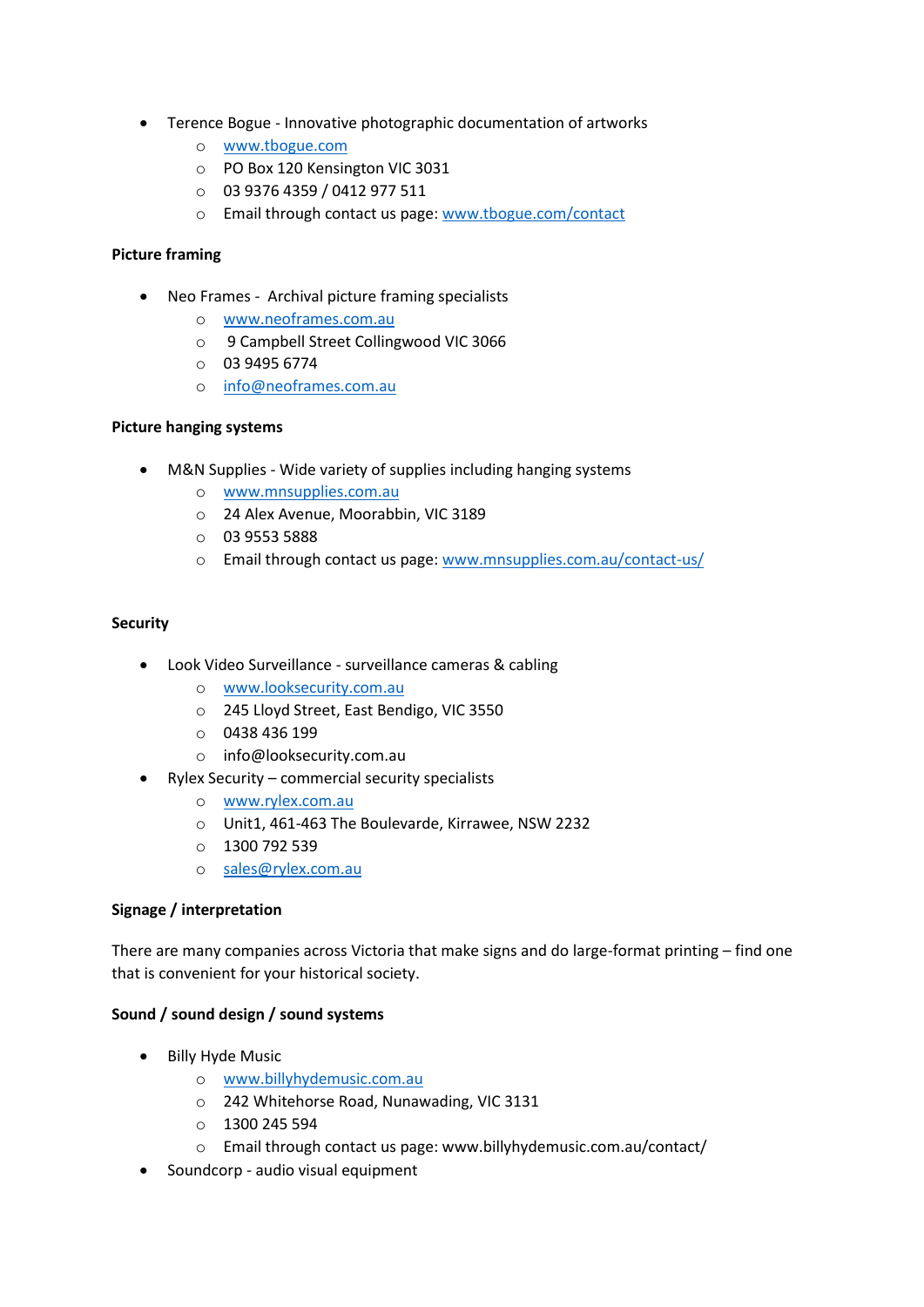- Terence Bogue - Innovative photographic documentation of artworks
    - www.tbogue.com
    - PO Box 120 Kensington VIC 3031
    - 03 9376 4359 / 0412 977 511
    - Email through contact us page: www.tbogue.com/contact

**Picture framing**

- Neo Frames - Archival picture framing specialists
    - www.neoframes.com.au
    - 9 Campbell Street Collingwood VIC 3066
    - 03 9495 6774
    - info@neoframes.com.au

**Picture hanging systems**

- M&N Supplies - Wide variety of supplies including hanging systems
    - www.mnsupplies.com.au
    - 24 Alex Avenue, Moorabbin, VIC 3189
    - 03 9553 5888
    - Email through contact us page: www.mnsupplies.com.au/contact-us/

**Security**

- Look Video Surveillance - surveillance cameras & cabling
    - www.looksecurity.com.au
    - 245 Lloyd Street, East Bendigo, VIC 3550
    - 0438 436 199
    - info@looksecurity.com.au
- Rylex Security – commercial security specialists
    - www.rylex.com.au
    - Unit1, 461-463 The Boulevarde, Kirrawee, NSW 2232
    - 1300 792 539
    - sales@rylex.com.au

**Signage / interpretation**

There are many companies across Victoria that make signs and do large-format printing – find one that is convenient for your historical society.

**Sound / sound design / sound systems**

- Billy Hyde Music
    - www.billyhydemusic.com.au
    - 242 Whitehorse Road, Nunawading, VIC 3131
    - 1300 245 594
    - Email through contact us page: www.billyhydemusic.com.au/contact/
- Soundcorp - audio visual equipment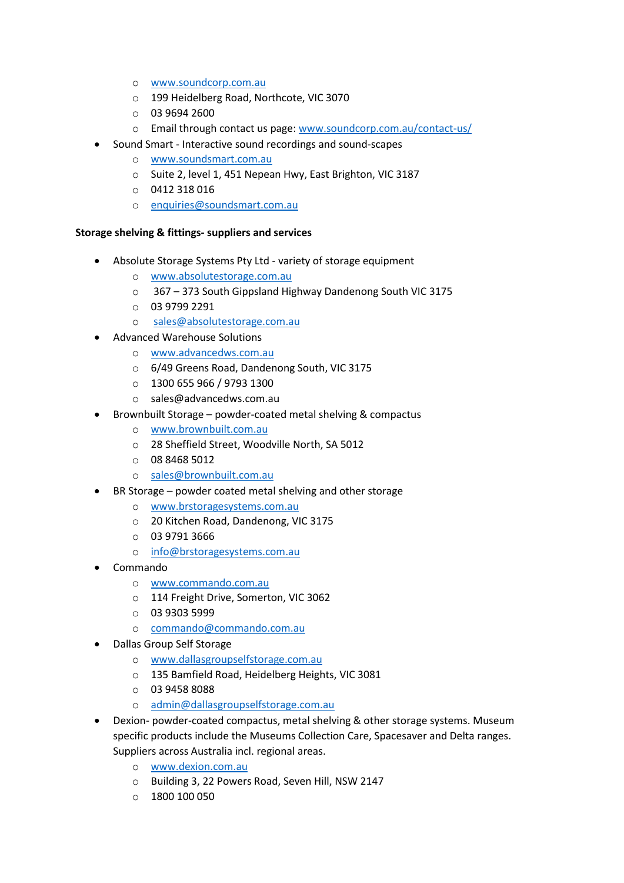- www.soundcorp.com.au
  - 199 Heidelberg Road, Northcote, VIC 3070
  - 03 9694 2600
  - Email through contact us page: www.soundcorp.com.au/contact-us/
- Sound Smart - Interactive sound recordings and sound-scapes
  - www.soundsmart.com.au
  - Suite 2, level 1, 451 Nepean Hwy, East Brighton, VIC 3187
  - 0412 318 016
  - enquiries@soundsmart.com.au

**Storage shelving & fittings- suppliers and services**

- Absolute Storage Systems Pty Ltd - variety of storage equipment
  - www.absolutestorage.com.au
  - 367 – 373 South Gippsland Highway Dandenong South VIC 3175
  - 03 9799 2291
  - sales@absolutestorage.com.au
- Advanced Warehouse Solutions
  - www.advancedws.com.au
  - 6/49 Greens Road, Dandenong South, VIC 3175
  - 1300 655 966 / 9793 1300
  - sales@advancedws.com.au
- Brownbuilt Storage – powder-coated metal shelving & compactus
  - www.brownbuilt.com.au
  - 28 Sheffield Street, Woodville North, SA 5012
  - 08 8468 5012
  - sales@brownbuilt.com.au
- BR Storage – powder coated metal shelving and other storage
  - www.brstoragesystems.com.au
  - 20 Kitchen Road, Dandenong, VIC 3175
  - 03 9791 3666
  - info@brstoragesystems.com.au
- Commando
  - www.commando.com.au
  - 114 Freight Drive, Somerton, VIC 3062
  - 03 9303 5999
  - commando@commando.com.au
- Dallas Group Self Storage
  - www.dallasgroupselfstorage.com.au
  - 135 Bamfield Road, Heidelberg Heights, VIC 3081
  - 03 9458 8088
  - admin@dallasgroupselfstorage.com.au
- Dexion- powder-coated compactus, metal shelving & other storage systems. Museum specific products include the Museums Collection Care, Spacesaver and Delta ranges. Suppliers across Australia incl. regional areas.
  - www.dexion.com.au
  - Building 3, 22 Powers Road, Seven Hill, NSW 2147
  - 1800 100 050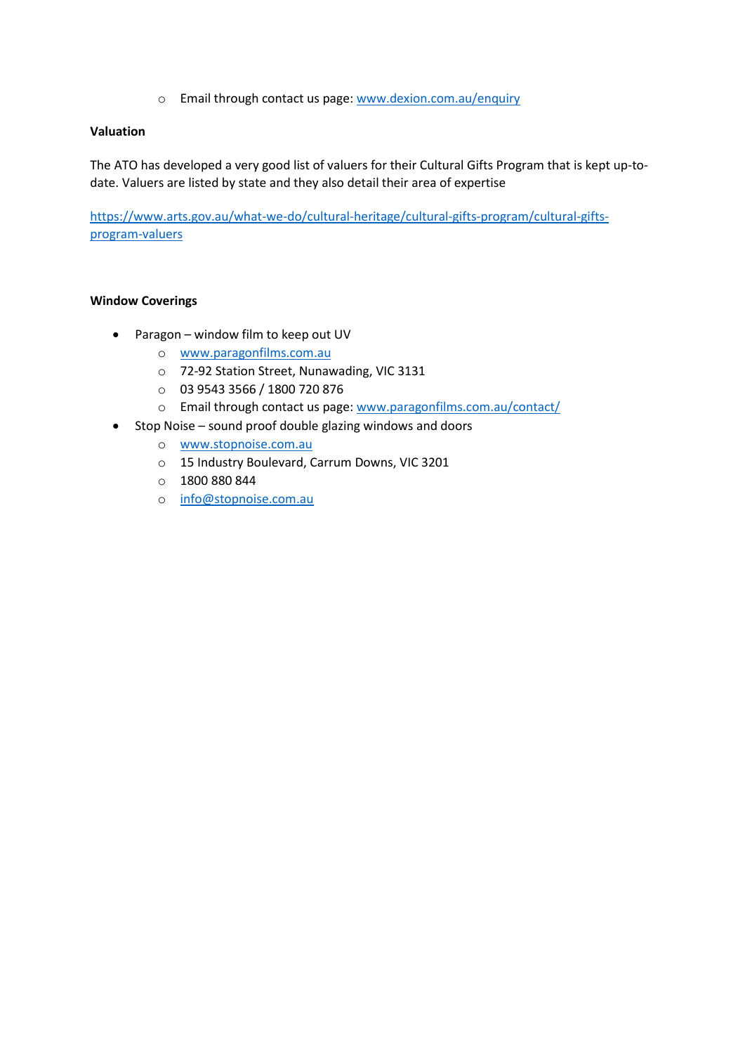- Email through contact us page: www.dexion.com.au/enquiry

**Valuation**

The ATO has developed a very good list of valuers for their Cultural Gifts Program that is kept up-to-date. Valuers are listed by state and they also detail their area of expertise

https://www.arts.gov.au/what-we-do/cultural-heritage/cultural-gifts-program/cultural-gifts-program-valuers

**Window Coverings**

- Paragon – window film to keep out UV
    - www.paragonfilms.com.au
    - 72-92 Station Street, Nunawading, VIC 3131
    - 03 9543 3566 / 1800 720 876
    - Email through contact us page: www.paragonfilms.com.au/contact/
- Stop Noise – sound proof double glazing windows and doors
    - www.stopnoise.com.au
    - 15 Industry Boulevard, Carrum Downs, VIC 3201
    - 1800 880 844
    - info@stopnoise.com.au